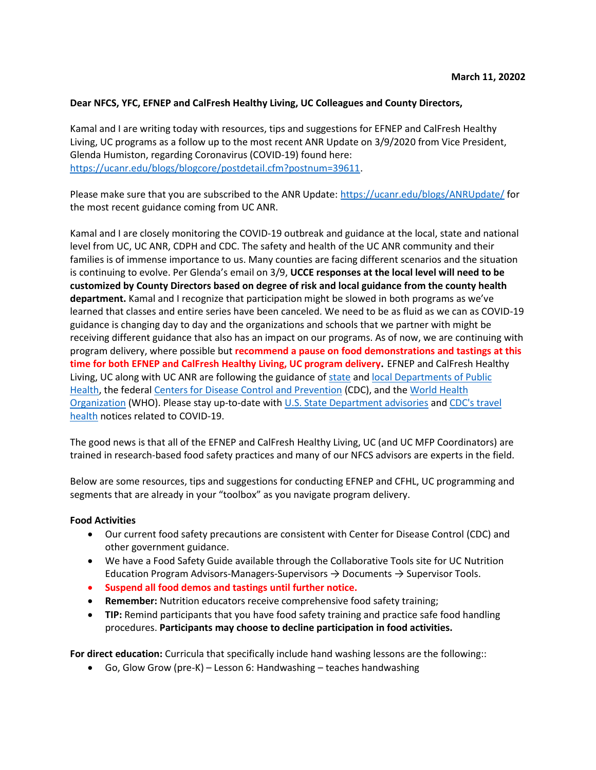**March 11, 20202**

**Dear NFCS, YFC, EFNEP and CalFresh Healthy Living, UC Colleagues and County Directors,**

Kamal and I are writing today with resources, tips and suggestions for EFNEP and CalFresh Healthy Living, UC programs as a follow up to the most recent ANR Update on 3/9/2020 from Vice President, Glenda Humiston, regarding Coronavirus (COVID-19) found here: [https://ucanr.edu/blogs/blogcore/postdetail.cfm?postnum=39611](https://ucanr.edu/blogs/blogcore/postdetail.cfm?postnum=39611).

Please make sure that you are subscribed to the ANR Update: [https://ucanr.edu/blogs/ANRUpdate/](https://ucanr.edu/blogs/ANRUpdate/) for the most recent guidance coming from UC ANR.

Kamal and I are closely monitoring the COVID-19 outbreak and guidance at the local, state and national level from UC, UC ANR, CDPH and CDC. The safety and health of the UC ANR community and their families is of immense importance to us. Many counties are facing different scenarios and the situation is continuing to evolve. Per Glenda's email on 3/9, **UCCE responses at the local level will need to be customized by County Directors based on degree of risk and local guidance from the county health department.** Kamal and I recognize that participation might be slowed in both programs as we've learned that classes and entire series have been canceled. We need to be as fluid as we can as COVID-19 guidance is changing day to day and the organizations and schools that we partner with might be receiving different guidance that also has an impact on our programs. As of now, we are continuing with program delivery, where possible but **recommend a pause on food demonstrations and tastings at this time for both EFNEP and CalFresh Healthy Living, UC program delivery.** EFNEP and CalFresh Healthy Living, UC along with UC ANR are following the guidance of state and local Departments of Public Health, the federal Centers for Disease Control and Prevention (CDC), and the World Health Organization (WHO). Please stay up-to-date with U.S. State Department advisories and CDC's travel health notices related to COVID-19.

The good news is that all of the EFNEP and CalFresh Healthy Living, UC (and UC MFP Coordinators) are trained in research-based food safety practices and many of our NFCS advisors are experts in the field.

Below are some resources, tips and suggestions for conducting EFNEP and CFHL, UC programming and segments that are already in your "toolbox" as you navigate program delivery.

**Food Activities**

- Our current food safety precautions are consistent with Center for Disease Control (CDC) and other government guidance.
- We have a Food Safety Guide available through the Collaborative Tools site for UC Nutrition Education Program Advisors-Managers-Supervisors → Documents → Supervisor Tools.
- **Suspend all food demos and tastings until further notice.**
- **Remember:** Nutrition educators receive comprehensive food safety training;
- **TIP:** Remind participants that you have food safety training and practice safe food handling procedures. **Participants may choose to decline participation in food activities.**

**For direct education:** Curricula that specifically include hand washing lessons are the following::

- Go, Glow Grow (pre-K) – Lesson 6: Handwashing – teaches handwashing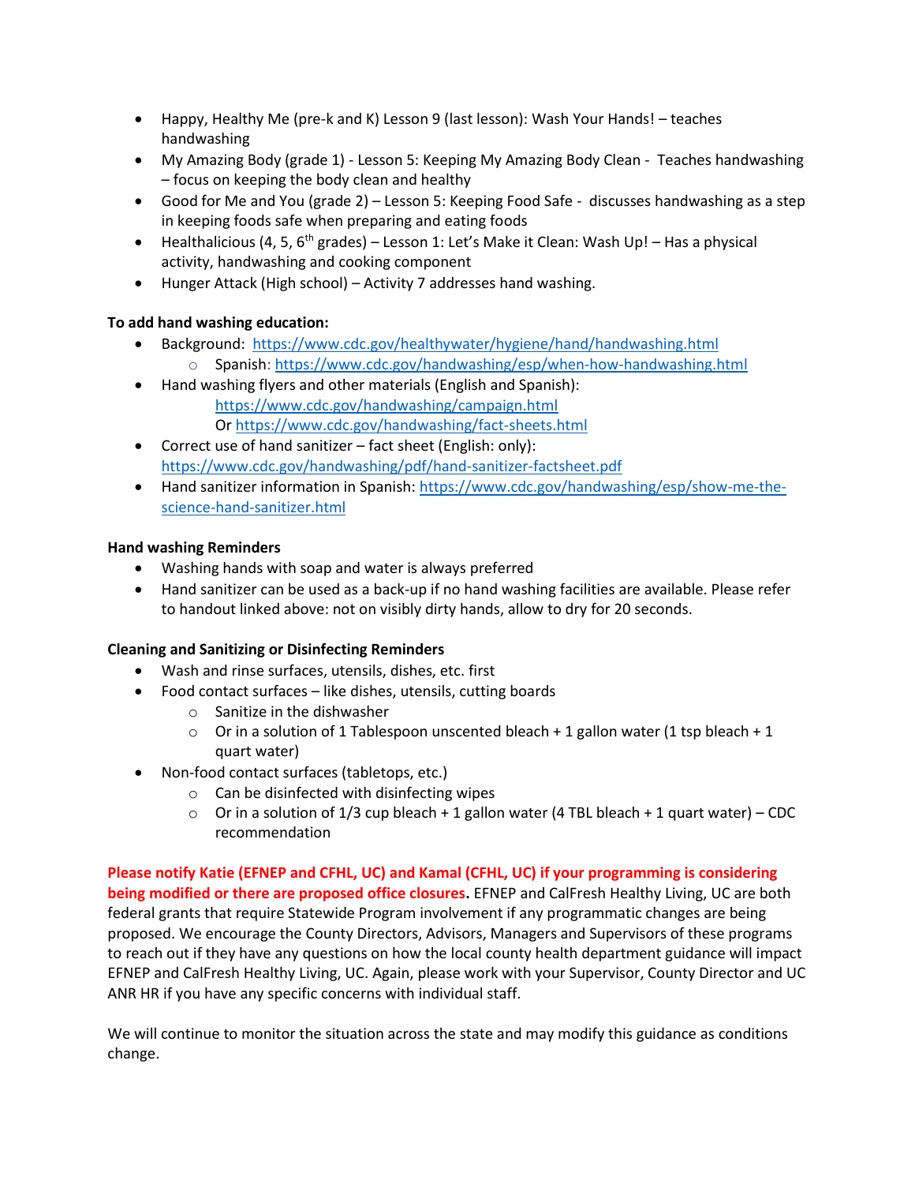- Happy, Healthy Me (pre-k and K) Lesson 9 (last lesson): Wash Your Hands! – teaches handwashing
- My Amazing Body (grade 1) - Lesson 5: Keeping My Amazing Body Clean - Teaches handwashing – focus on keeping the body clean and healthy
- Good for Me and You (grade 2) – Lesson 5: Keeping Food Safe - discusses handwashing as a step in keeping foods safe when preparing and eating foods
- Healthalicious (4, 5, 6th grades) – Lesson 1: Let's Make it Clean: Wash Up! – Has a physical activity, handwashing and cooking component
- Hunger Attack (High school) – Activity 7 addresses hand washing.

**To add hand washing education:**

- Background: https://www.cdc.gov/healthywater/hygiene/hand/handwashing.html
  - Spanish: https://www.cdc.gov/handwashing/esp/when-how-handwashing.html
- Hand washing flyers and other materials (English and Spanish):
  https://www.cdc.gov/handwashing/campaign.html
  Or https://www.cdc.gov/handwashing/fact-sheets.html
- Correct use of hand sanitizer – fact sheet (English: only): https://www.cdc.gov/handwashing/pdf/hand-sanitizer-factsheet.pdf
- Hand sanitizer information in Spanish: https://www.cdc.gov/handwashing/esp/show-me-the-science-hand-sanitizer.html

**Hand washing Reminders**

- Washing hands with soap and water is always preferred
- Hand sanitizer can be used as a back-up if no hand washing facilities are available. Please refer to handout linked above: not on visibly dirty hands, allow to dry for 20 seconds.

**Cleaning and Sanitizing or Disinfecting Reminders**

- Wash and rinse surfaces, utensils, dishes, etc. first
- Food contact surfaces – like dishes, utensils, cutting boards
  - Sanitize in the dishwasher
  - Or in a solution of 1 Tablespoon unscented bleach + 1 gallon water (1 tsp bleach + 1 quart water)
- Non-food contact surfaces (tabletops, etc.)
  - Can be disinfected with disinfecting wipes
  - Or in a solution of 1/3 cup bleach + 1 gallon water (4 TBL bleach + 1 quart water) – CDC recommendation

**Please notify Katie (EFNEP and CFHL, UC) and Kamal (CFHL, UC) if your programming is considering being modified or there are proposed office closures.** EFNEP and CalFresh Healthy Living, UC are both federal grants that require Statewide Program involvement if any programmatic changes are being proposed. We encourage the County Directors, Advisors, Managers and Supervisors of these programs to reach out if they have any questions on how the local county health department guidance will impact EFNEP and CalFresh Healthy Living, UC. Again, please work with your Supervisor, County Director and UC ANR HR if you have any specific concerns with individual staff.

We will continue to monitor the situation across the state and may modify this guidance as conditions change.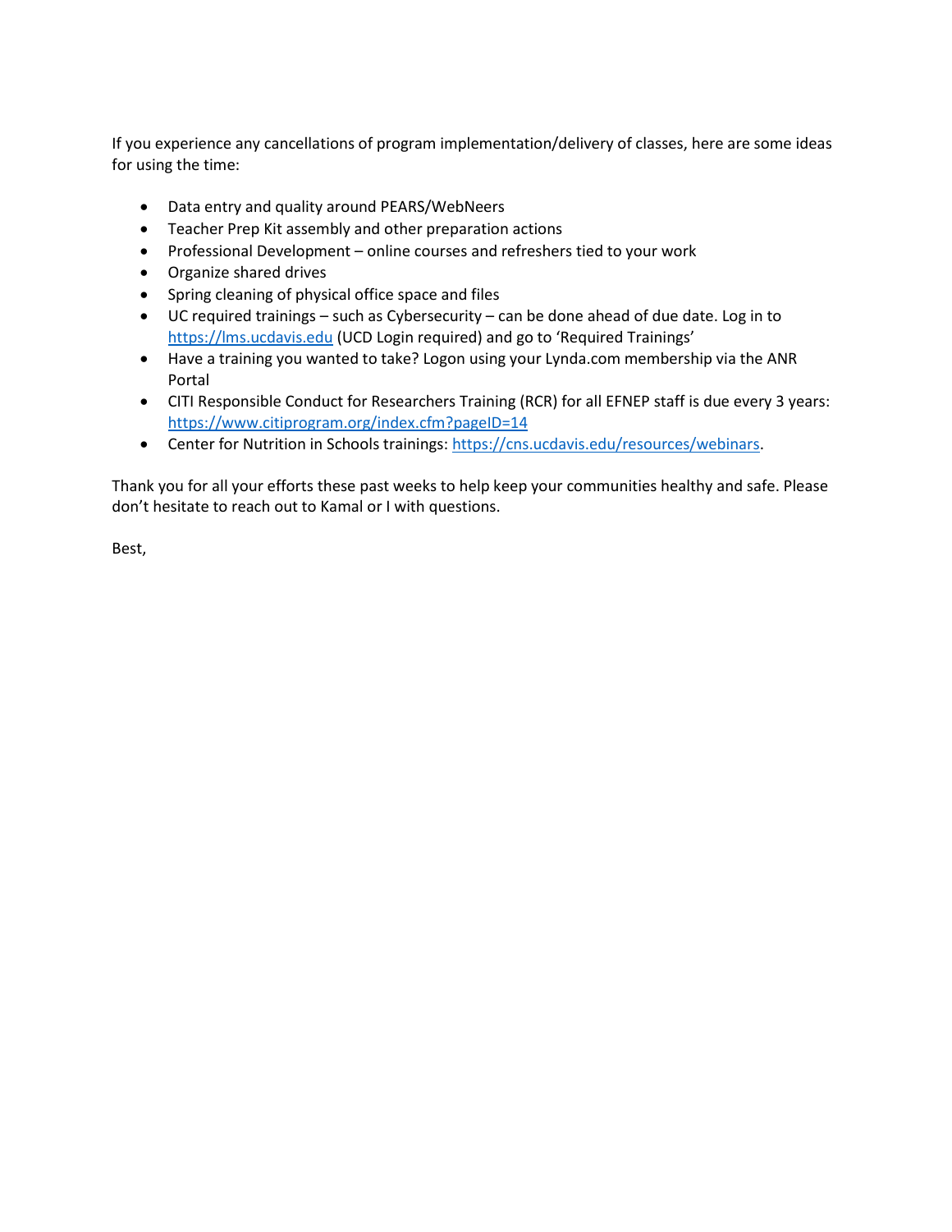If you experience any cancellations of program implementation/delivery of classes, here are some ideas for using the time:

- Data entry and quality around PEARS/WebNeers
- Teacher Prep Kit assembly and other preparation actions
- Professional Development – online courses and refreshers tied to your work
- Organize shared drives
- Spring cleaning of physical office space and files
- UC required trainings – such as Cybersecurity – can be done ahead of due date. Log in to https://lms.ucdavis.edu (UCD Login required) and go to 'Required Trainings'
- Have a training you wanted to take? Logon using your Lynda.com membership via the ANR Portal
- CITI Responsible Conduct for Researchers Training (RCR) for all EFNEP staff is due every 3 years: https://www.citiprogram.org/index.cfm?pageID=14
- Center for Nutrition in Schools trainings: https://cns.ucdavis.edu/resources/webinars.

Thank you for all your efforts these past weeks to help keep your communities healthy and safe. Please don't hesitate to reach out to Kamal or I with questions.

Best,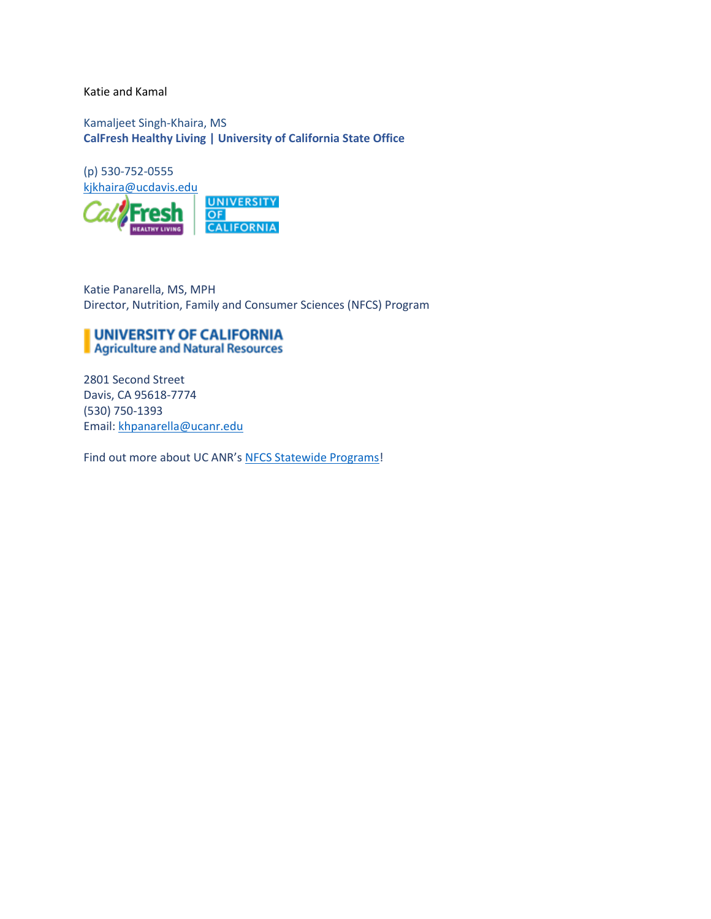Katie and Kamal

Kamaljeet Singh-Khaira, MS
**CalFresh Healthy Living | University of California State Office**

(p) 530-752-0555
kjkhaira@ucdavis.edu

Katie Panarella, MS, MPH
Director, Nutrition, Family and Consumer Sciences (NFCS) Program

2801 Second Street
Davis, CA 95618-7774
(530) 750-1393
Email: khpanarella@ucanr.edu

Find out more about UC ANR's NFCS Statewide Programs!